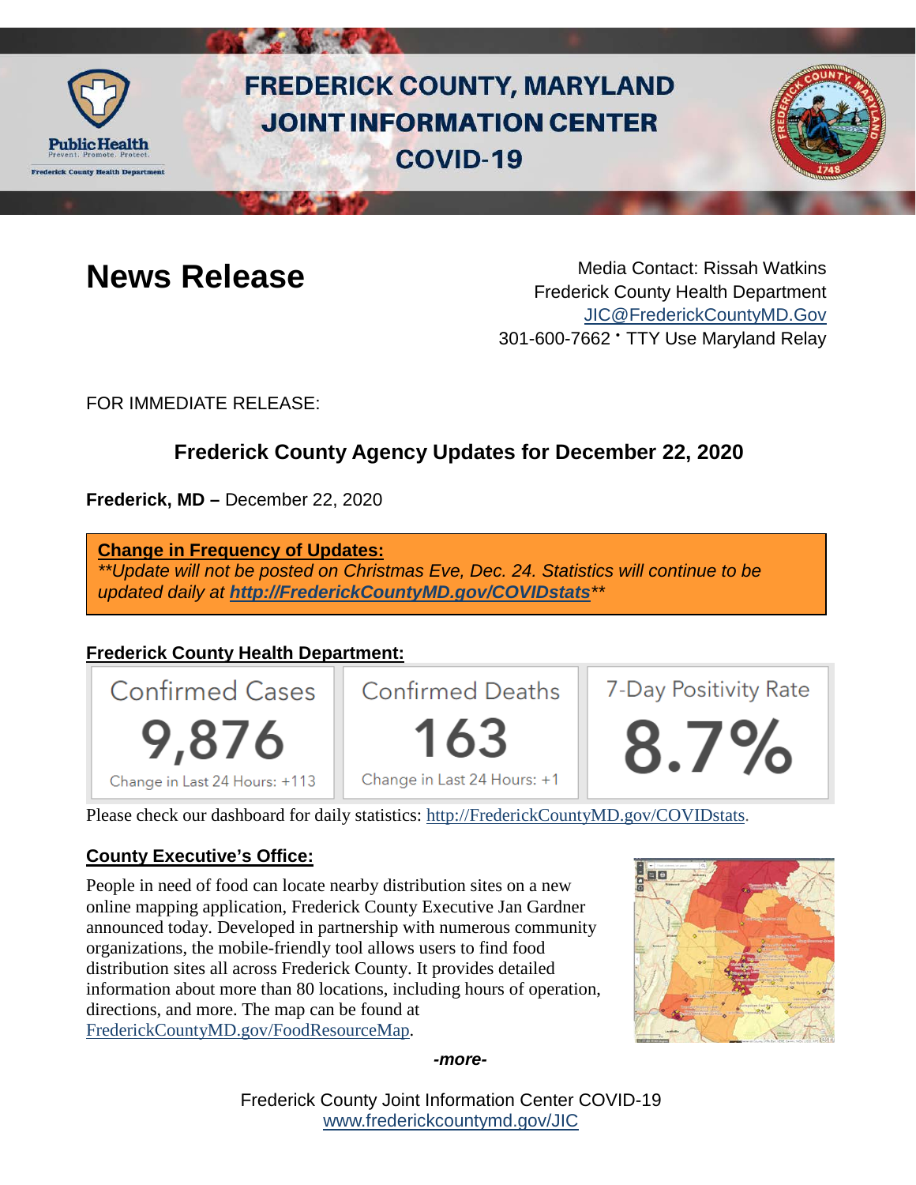# FREDERICK COUNTY, MARYLAND JOINT INFORMATION CENTER COVID-19

## News Release

Media Contact: Rissah Watkins
Frederick County Health Department
JIC@FrederickCountyMD.Gov
301-600-7662 • TTY Use Maryland Relay

FOR IMMEDIATE RELEASE:

### Frederick County Agency Updates for December 22, 2020

**Frederick, MD –** December 22, 2020

**Change in Frequency of Updates:**
*\*\*Update will not be posted on Christmas Eve, Dec. 24. Statistics will continue to be updated daily at **http://FrederickCountyMD.gov/COVIDstats**\*\**

**Frederick County Health Department:**

| Confirmed Cases | Confirmed Deaths | 7-Day Positivity Rate |
|---|---|---|
| 9,876 | 163 | 8.7% |
| Change in Last 24 Hours: +113 | Change in Last 24 Hours: +1 | |

Please check our dashboard for daily statistics: http://FrederickCountyMD.gov/COVIDstats.

**County Executive's Office:**

People in need of food can locate nearby distribution sites on a new online mapping application, Frederick County Executive Jan Gardner announced today. Developed in partnership with numerous community organizations, the mobile-friendly tool allows users to find food distribution sites all across Frederick County. It provides detailed information about more than 80 locations, including hours of operation, directions, and more. The map can be found at FrederickCountyMD.gov/FoodResourceMap.

*-more-*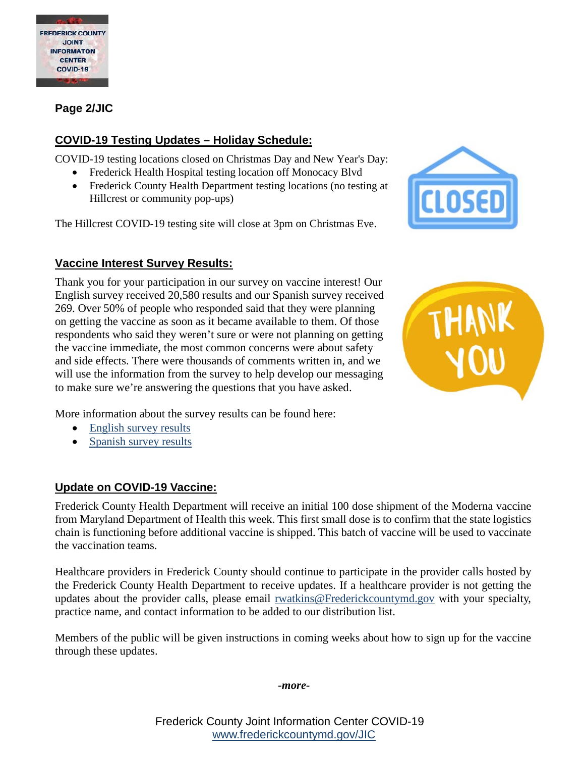**Page 2/JIC**

## COVID-19 Testing Updates – Holiday Schedule:

COVID-19 testing locations closed on Christmas Day and New Year's Day:

- Frederick Health Hospital testing location off Monocacy Blvd
- Frederick County Health Department testing locations (no testing at Hillcrest or community pop-ups)

The Hillcrest COVID-19 testing site will close at 3pm on Christmas Eve.

## Vaccine Interest Survey Results:

Thank you for your participation in our survey on vaccine interest! Our English survey received 20,580 results and our Spanish survey received 269. Over 50% of people who responded said that they were planning on getting the vaccine as soon as it became available to them. Of those respondents who said they weren't sure or were not planning on getting the vaccine immediate, the most common concerns were about safety and side effects. There were thousands of comments written in, and we will use the information from the survey to help develop our messaging to make sure we're answering the questions that you have asked.

More information about the survey results can be found here:

- English survey results
- Spanish survey results

## Update on COVID-19 Vaccine:

Frederick County Health Department will receive an initial 100 dose shipment of the Moderna vaccine from Maryland Department of Health this week. This first small dose is to confirm that the state logistics chain is functioning before additional vaccine is shipped. This batch of vaccine will be used to vaccinate the vaccination teams.

Healthcare providers in Frederick County should continue to participate in the provider calls hosted by the Frederick County Health Department to receive updates. If a healthcare provider is not getting the updates about the provider calls, please email rwatkins@Fredrickcountymd.gov with your specialty, practice name, and contact information to be added to our distribution list.

Members of the public will be given instructions in coming weeks about how to sign up for the vaccine through these updates.

*-more-*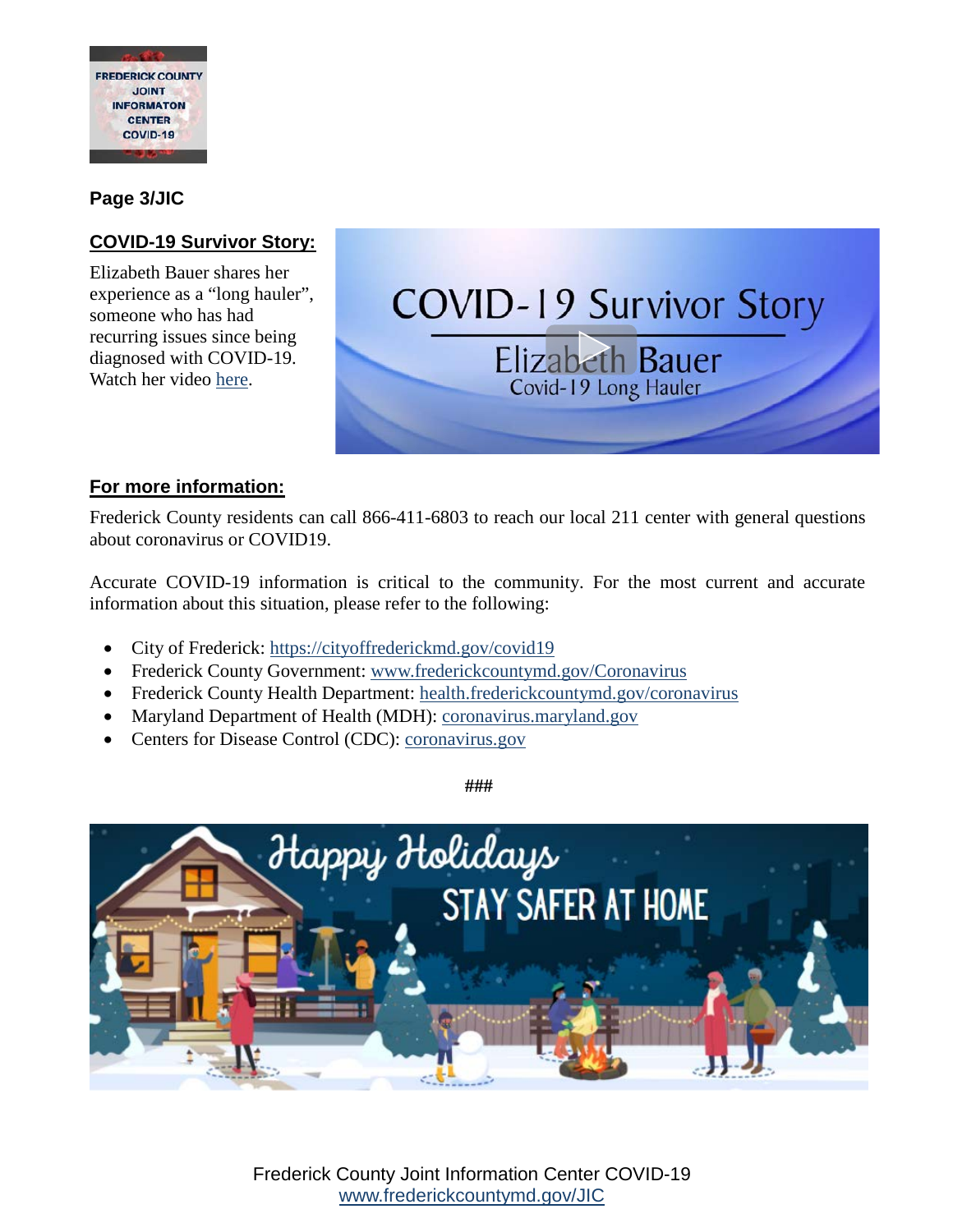**Page 3/JIC**

## COVID-19 Survivor Story:

Elizabeth Bauer shares her experience as a "long hauler", someone who has had recurring issues since being diagnosed with COVID-19. Watch her video here.

## For more information:

Frederick County residents can call 866-411-6803 to reach our local 211 center with general questions about coronavirus or COVID19.

Accurate COVID-19 information is critical to the community. For the most current and accurate information about this situation, please refer to the following:

- City of Frederick: https://cityoffrederickmd.gov/covid19
- Frederick County Government: www.frederickcountymd.gov/Coronavirus
- Frederick County Health Department: health.frederickcountymd.gov/coronavirus
- Maryland Department of Health (MDH): coronavirus.maryland.gov
- Centers for Disease Control (CDC): coronavirus.gov

###

Frederick County Joint Information Center COVID-19
www.frederickcountymd.gov/JIC